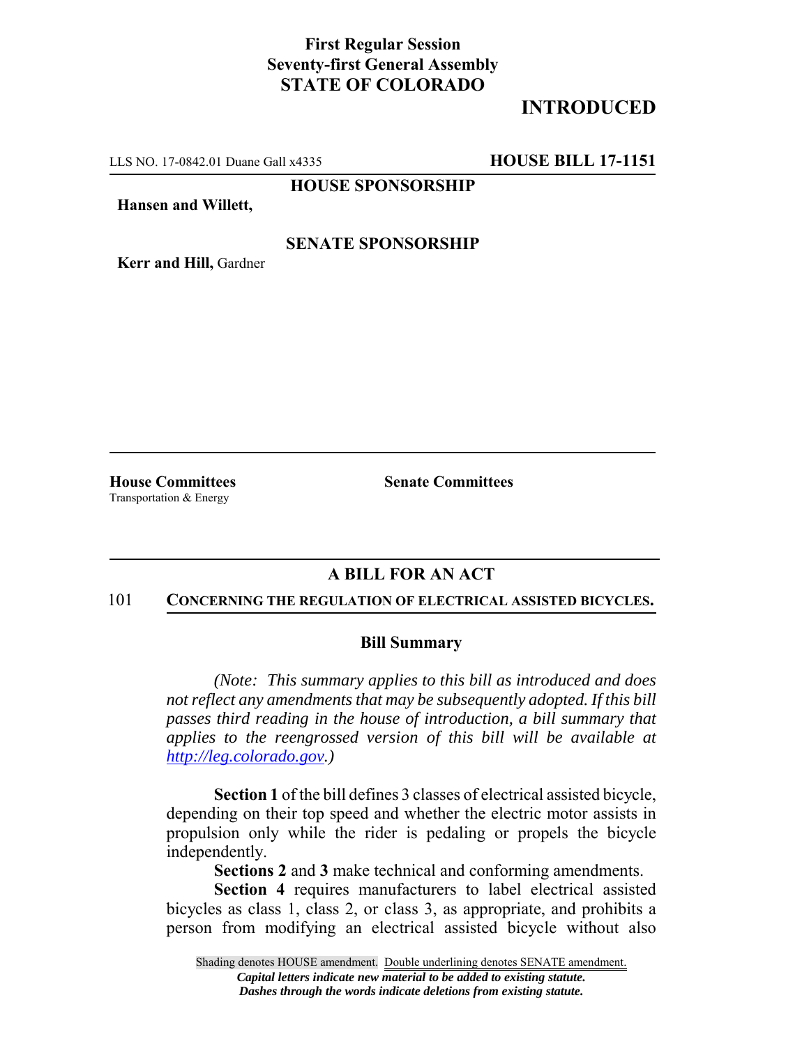**First Regular Session**
**Seventy-first General Assembly**
**STATE OF COLORADO**

**INTRODUCED**

LLS NO. 17-0842.01 Duane Gall x4335 **HOUSE BILL 17-1151**

**HOUSE SPONSORSHIP**

**Hansen and Willett,**

**SENATE SPONSORSHIP**

**Kerr and Hill,** Gardner

---

**House Committees**
Transportation & Energy

**Senate Committees**

---

## A BILL FOR AN ACT

101 **CONCERNING THE REGULATION OF ELECTRICAL ASSISTED BICYCLES.**

### Bill Summary

*(Note: This summary applies to this bill as introduced and does not reflect any amendments that may be subsequently adopted. If this bill passes third reading in the house of introduction, a bill summary that applies to the reengrossed version of this bill will be available at http://leg.colorado.gov.)*

**Section 1** of the bill defines 3 classes of electrical assisted bicycle, depending on their top speed and whether the electric motor assists in propulsion only while the rider is pedaling or propels the bicycle independently.

**Sections 2** and **3** make technical and conforming amendments.

**Section 4** requires manufacturers to label electrical assisted bicycles as class 1, class 2, or class 3, as appropriate, and prohibits a person from modifying an electrical assisted bicycle without also

Shading denotes HOUSE amendment. Double underlining denotes SENATE amendment.
*Capital letters indicate new material to be added to existing statute.*
*Dashes through the words indicate deletions from existing statute.*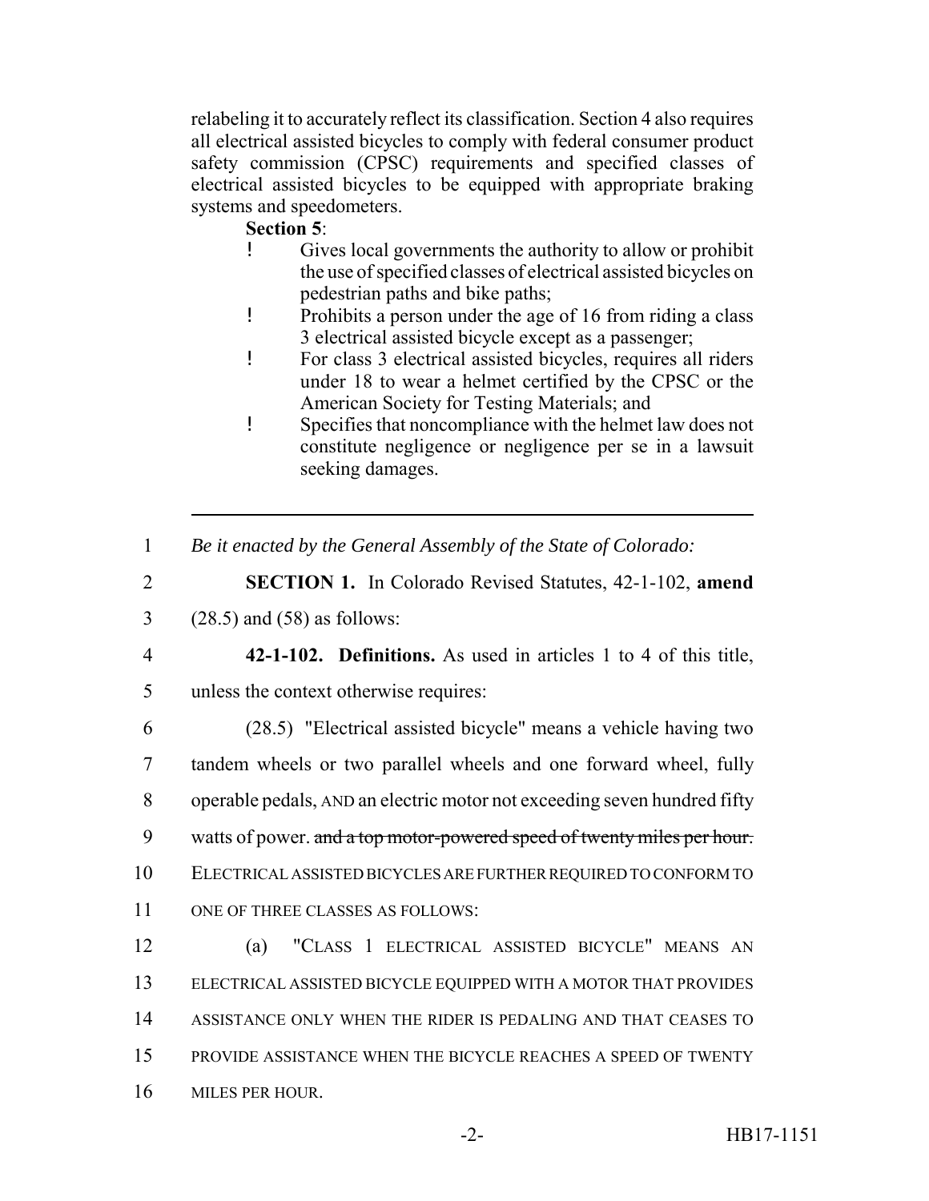relabeling it to accurately reflect its classification. Section 4 also requires all electrical assisted bicycles to comply with federal consumer product safety commission (CPSC) requirements and specified classes of electrical assisted bicycles to be equipped with appropriate braking systems and speedometers.

**Section 5**:

- Gives local governments the authority to allow or prohibit the use of specified classes of electrical assisted bicycles on pedestrian paths and bike paths;
- Prohibits a person under the age of 16 from riding a class 3 electrical assisted bicycle except as a passenger;
- For class 3 electrical assisted bicycles, requires all riders under 18 to wear a helmet certified by the CPSC or the American Society for Testing Materials; and
- Specifies that noncompliance with the helmet law does not constitute negligence or negligence per se in a lawsuit seeking damages.

---

1 *Be it enacted by the General Assembly of the State of Colorado:*

2 **SECTION 1.** In Colorado Revised Statutes, 42-1-102, **amend**
3 (28.5) and (58) as follows:

4 **42-1-102. Definitions.** As used in articles 1 to 4 of this title,
5 unless the context otherwise requires:

6 (28.5) "Electrical assisted bicycle" means a vehicle having two
7 tandem wheels or two parallel wheels and one forward wheel, fully
8 operable pedals, AND an electric motor not exceeding seven hundred fifty
9 watts of power. ~~and a top motor-powered speed of twenty miles per hour.~~
10 ELECTRICAL ASSISTED BICYCLES ARE FURTHER REQUIRED TO CONFORM TO
11 ONE OF THREE CLASSES AS FOLLOWS:

12 (a) "CLASS 1 ELECTRICAL ASSISTED BICYCLE" MEANS AN
13 ELECTRICAL ASSISTED BICYCLE EQUIPPED WITH A MOTOR THAT PROVIDES
14 ASSISTANCE ONLY WHEN THE RIDER IS PEDALING AND THAT CEASES TO
15 PROVIDE ASSISTANCE WHEN THE BICYCLE REACHES A SPEED OF TWENTY
16 MILES PER HOUR.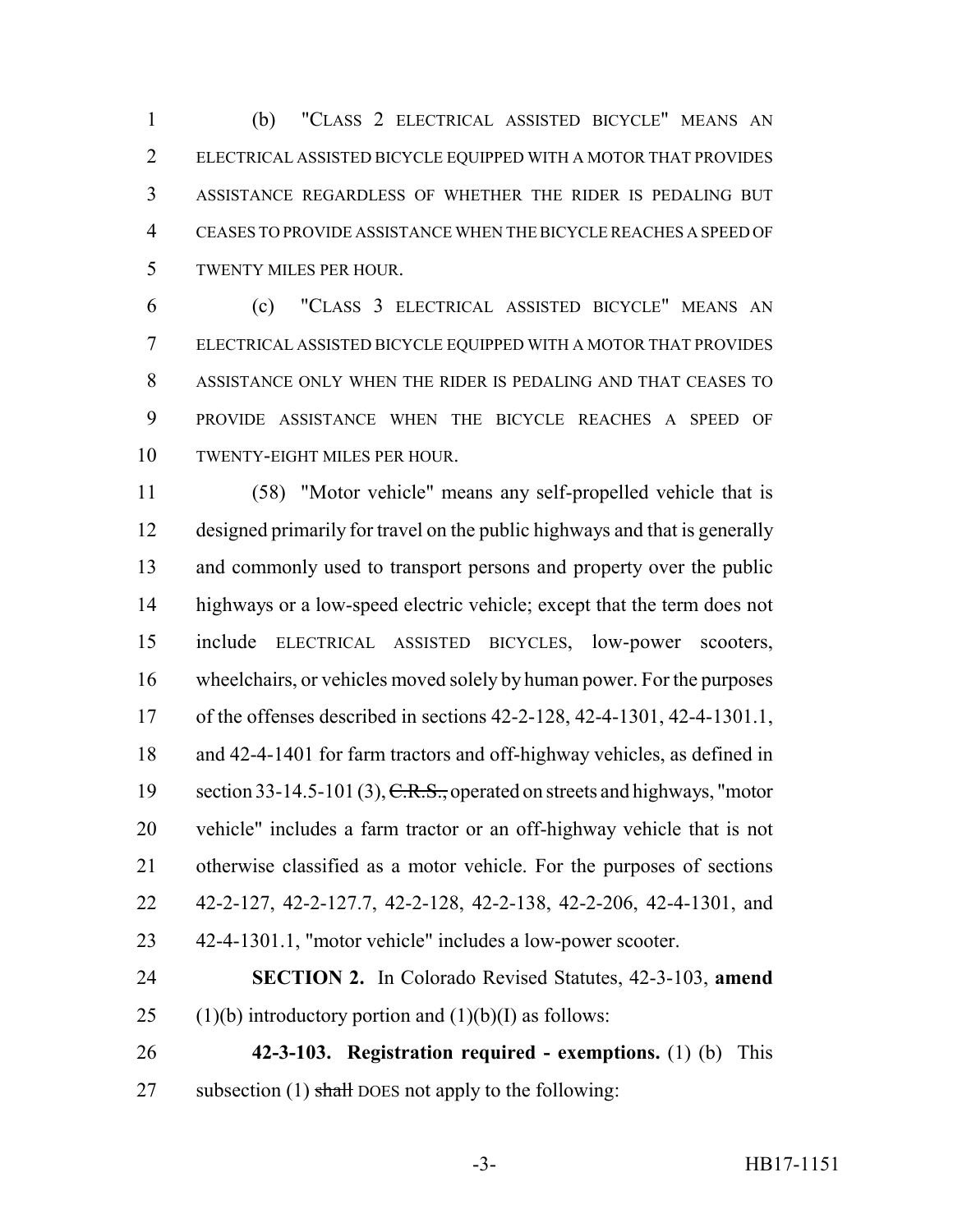(b) "CLASS 2 ELECTRICAL ASSISTED BICYCLE" MEANS AN ELECTRICAL ASSISTED BICYCLE EQUIPPED WITH A MOTOR THAT PROVIDES ASSISTANCE REGARDLESS OF WHETHER THE RIDER IS PEDALING BUT CEASES TO PROVIDE ASSISTANCE WHEN THE BICYCLE REACHES A SPEED OF TWENTY MILES PER HOUR.

(c) "CLASS 3 ELECTRICAL ASSISTED BICYCLE" MEANS AN ELECTRICAL ASSISTED BICYCLE EQUIPPED WITH A MOTOR THAT PROVIDES ASSISTANCE ONLY WHEN THE RIDER IS PEDALING AND THAT CEASES TO PROVIDE ASSISTANCE WHEN THE BICYCLE REACHES A SPEED OF TWENTY-EIGHT MILES PER HOUR.

(58) "Motor vehicle" means any self-propelled vehicle that is designed primarily for travel on the public highways and that is generally and commonly used to transport persons and property over the public highways or a low-speed electric vehicle; except that the term does not include ELECTRICAL ASSISTED BICYCLES, low-power scooters, wheelchairs, or vehicles moved solely by human power. For the purposes of the offenses described in sections 42-2-128, 42-4-1301, 42-4-1301.1, and 42-4-1401 for farm tractors and off-highway vehicles, as defined in section 33-14.5-101 (3), ~~C.R.S.,~~ operated on streets and highways, "motor vehicle" includes a farm tractor or an off-highway vehicle that is not otherwise classified as a motor vehicle. For the purposes of sections 42-2-127, 42-2-127.7, 42-2-128, 42-2-138, 42-2-206, 42-4-1301, and 42-4-1301.1, "motor vehicle" includes a low-power scooter.

**SECTION 2.** In Colorado Revised Statutes, 42-3-103, **amend** (1)(b) introductory portion and (1)(b)(I) as follows:

**42-3-103. Registration required - exemptions.** (1) (b) This subsection (1) ~~shall~~ DOES not apply to the following: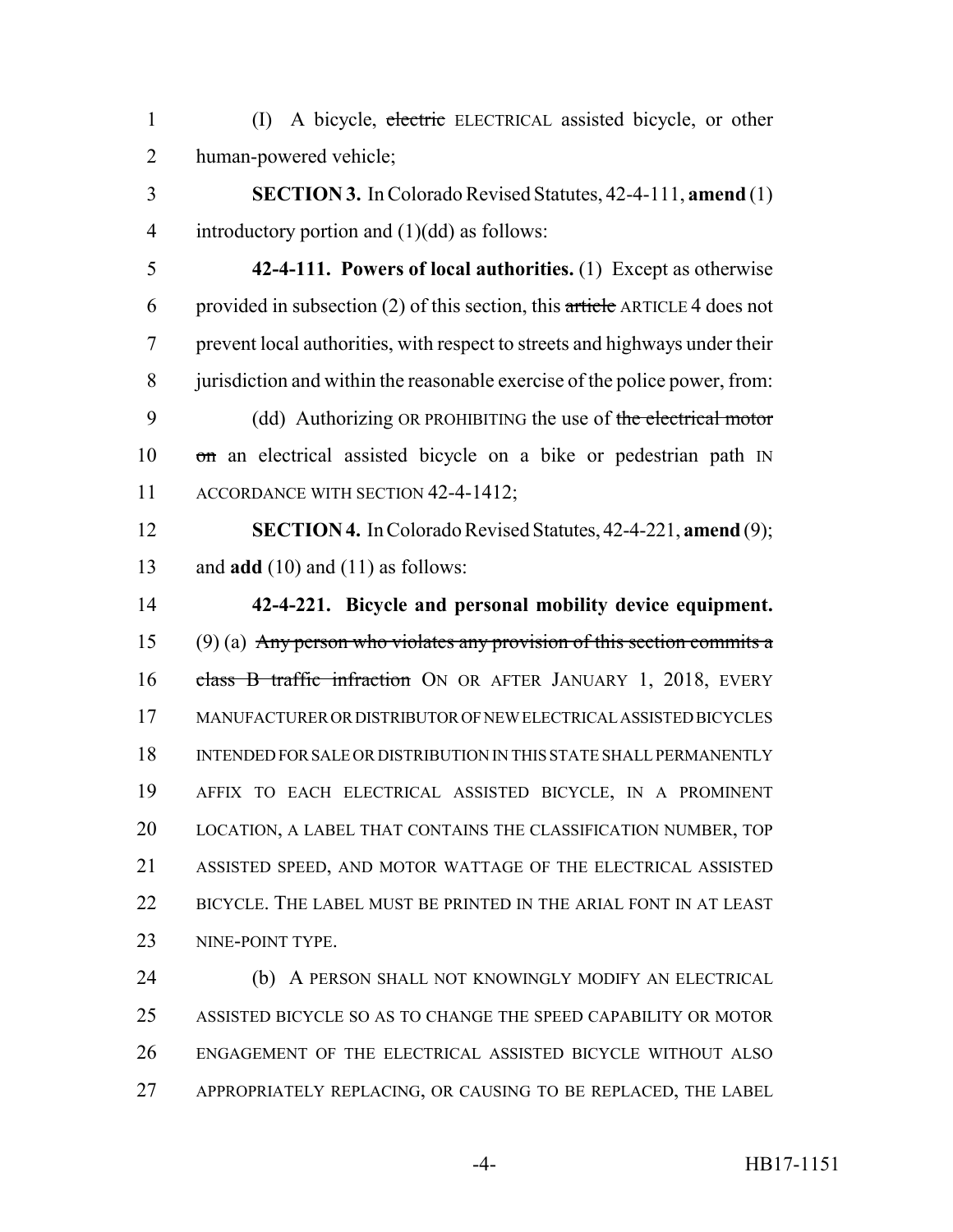(I) A bicycle, ~~electric~~ ELECTRICAL assisted bicycle, or other human-powered vehicle;

**SECTION 3.** In Colorado Revised Statutes, 42-4-111, **amend** (1) introductory portion and (1)(dd) as follows:

**42-4-111. Powers of local authorities.** (1) Except as otherwise provided in subsection (2) of this section, this ~~article~~ ARTICLE 4 does not prevent local authorities, with respect to streets and highways under their jurisdiction and within the reasonable exercise of the police power, from:

(dd) Authorizing OR PROHIBITING the use of ~~the electrical motor on~~ an electrical assisted bicycle on a bike or pedestrian path IN ACCORDANCE WITH SECTION 42-4-1412;

**SECTION 4.** In Colorado Revised Statutes, 42-4-221, **amend** (9); and **add** (10) and (11) as follows:

**42-4-221. Bicycle and personal mobility device equipment.** (9) (a) ~~Any person who violates any provision of this section commits a class B traffic infraction~~ ON OR AFTER JANUARY 1, 2018, EVERY MANUFACTURER OR DISTRIBUTOR OF NEW ELECTRICAL ASSISTED BICYCLES INTENDED FOR SALE OR DISTRIBUTION IN THIS STATE SHALL PERMANENTLY AFFIX TO EACH ELECTRICAL ASSISTED BICYCLE, IN A PROMINENT LOCATION, A LABEL THAT CONTAINS THE CLASSIFICATION NUMBER, TOP ASSISTED SPEED, AND MOTOR WATTAGE OF THE ELECTRICAL ASSISTED BICYCLE. THE LABEL MUST BE PRINTED IN THE ARIAL FONT IN AT LEAST NINE-POINT TYPE.

(b) A PERSON SHALL NOT KNOWINGLY MODIFY AN ELECTRICAL ASSISTED BICYCLE SO AS TO CHANGE THE SPEED CAPABILITY OR MOTOR ENGAGEMENT OF THE ELECTRICAL ASSISTED BICYCLE WITHOUT ALSO APPROPRIATELY REPLACING, OR CAUSING TO BE REPLACED, THE LABEL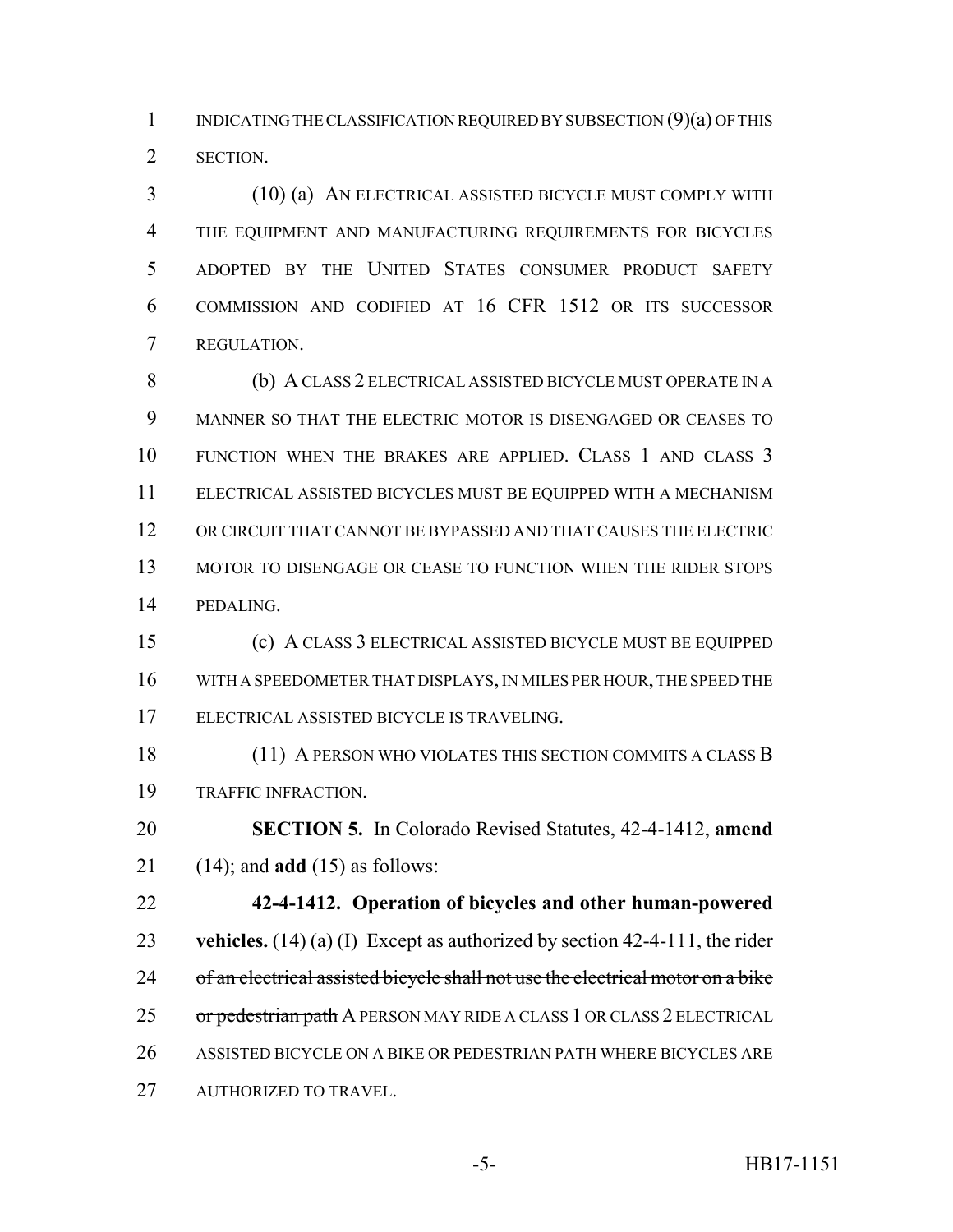INDICATING THE CLASSIFICATION REQUIRED BY SUBSECTION (9)(a) OF THIS SECTION.

(10) (a) AN ELECTRICAL ASSISTED BICYCLE MUST COMPLY WITH THE EQUIPMENT AND MANUFACTURING REQUIREMENTS FOR BICYCLES ADOPTED BY THE UNITED STATES CONSUMER PRODUCT SAFETY COMMISSION AND CODIFIED AT 16 CFR 1512 OR ITS SUCCESSOR REGULATION.

(b) A CLASS 2 ELECTRICAL ASSISTED BICYCLE MUST OPERATE IN A MANNER SO THAT THE ELECTRIC MOTOR IS DISENGAGED OR CEASES TO FUNCTION WHEN THE BRAKES ARE APPLIED. CLASS 1 AND CLASS 3 ELECTRICAL ASSISTED BICYCLES MUST BE EQUIPPED WITH A MECHANISM OR CIRCUIT THAT CANNOT BE BYPASSED AND THAT CAUSES THE ELECTRIC MOTOR TO DISENGAGE OR CEASE TO FUNCTION WHEN THE RIDER STOPS PEDALING.

(c) A CLASS 3 ELECTRICAL ASSISTED BICYCLE MUST BE EQUIPPED WITH A SPEEDOMETER THAT DISPLAYS, IN MILES PER HOUR, THE SPEED THE ELECTRICAL ASSISTED BICYCLE IS TRAVELING.

(11) A PERSON WHO VIOLATES THIS SECTION COMMITS A CLASS B TRAFFIC INFRACTION.

**SECTION 5.** In Colorado Revised Statutes, 42-4-1412, **amend** (14); and **add** (15) as follows:

**42-4-1412. Operation of bicycles and other human-powered vehicles.** (14) (a) (I) ~~Except as authorized by section 42-4-111, the rider of an electrical assisted bicycle shall not use the electrical motor on a bike or pedestrian path~~ A PERSON MAY RIDE A CLASS 1 OR CLASS 2 ELECTRICAL ASSISTED BICYCLE ON A BIKE OR PEDESTRIAN PATH WHERE BICYCLES ARE AUTHORIZED TO TRAVEL.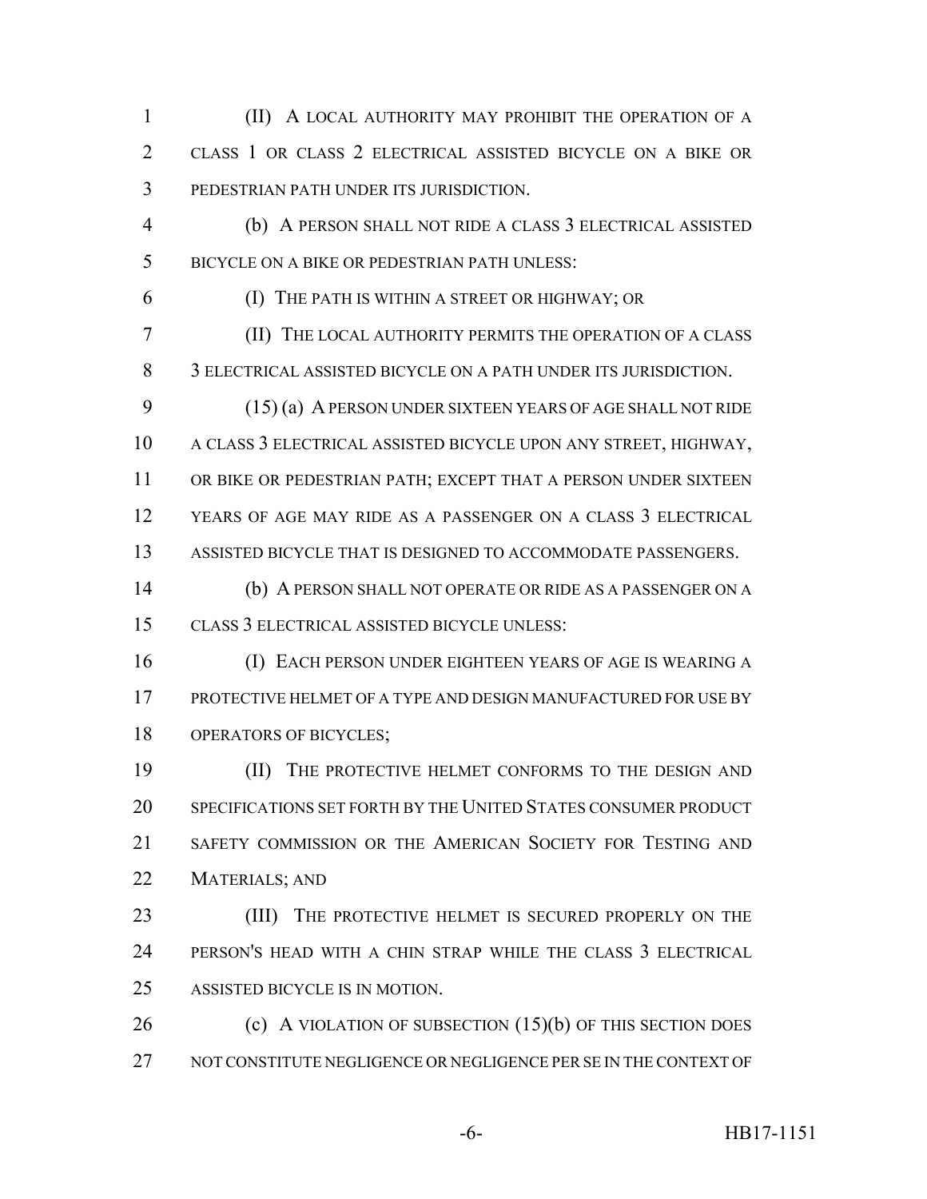(II) A LOCAL AUTHORITY MAY PROHIBIT THE OPERATION OF A CLASS 1 OR CLASS 2 ELECTRICAL ASSISTED BICYCLE ON A BIKE OR PEDESTRIAN PATH UNDER ITS JURISDICTION.

(b) A PERSON SHALL NOT RIDE A CLASS 3 ELECTRICAL ASSISTED BICYCLE ON A BIKE OR PEDESTRIAN PATH UNLESS:

(I) THE PATH IS WITHIN A STREET OR HIGHWAY; OR

(II) THE LOCAL AUTHORITY PERMITS THE OPERATION OF A CLASS 3 ELECTRICAL ASSISTED BICYCLE ON A PATH UNDER ITS JURISDICTION.

(15) (a) A PERSON UNDER SIXTEEN YEARS OF AGE SHALL NOT RIDE A CLASS 3 ELECTRICAL ASSISTED BICYCLE UPON ANY STREET, HIGHWAY, OR BIKE OR PEDESTRIAN PATH; EXCEPT THAT A PERSON UNDER SIXTEEN YEARS OF AGE MAY RIDE AS A PASSENGER ON A CLASS 3 ELECTRICAL ASSISTED BICYCLE THAT IS DESIGNED TO ACCOMMODATE PASSENGERS.

(b) A PERSON SHALL NOT OPERATE OR RIDE AS A PASSENGER ON A CLASS 3 ELECTRICAL ASSISTED BICYCLE UNLESS:

(I) EACH PERSON UNDER EIGHTEEN YEARS OF AGE IS WEARING A PROTECTIVE HELMET OF A TYPE AND DESIGN MANUFACTURED FOR USE BY OPERATORS OF BICYCLES;

(II) THE PROTECTIVE HELMET CONFORMS TO THE DESIGN AND SPECIFICATIONS SET FORTH BY THE UNITED STATES CONSUMER PRODUCT SAFETY COMMISSION OR THE AMERICAN SOCIETY FOR TESTING AND MATERIALS; AND

(III) THE PROTECTIVE HELMET IS SECURED PROPERLY ON THE PERSON'S HEAD WITH A CHIN STRAP WHILE THE CLASS 3 ELECTRICAL ASSISTED BICYCLE IS IN MOTION.

(c) A VIOLATION OF SUBSECTION (15)(b) OF THIS SECTION DOES NOT CONSTITUTE NEGLIGENCE OR NEGLIGENCE PER SE IN THE CONTEXT OF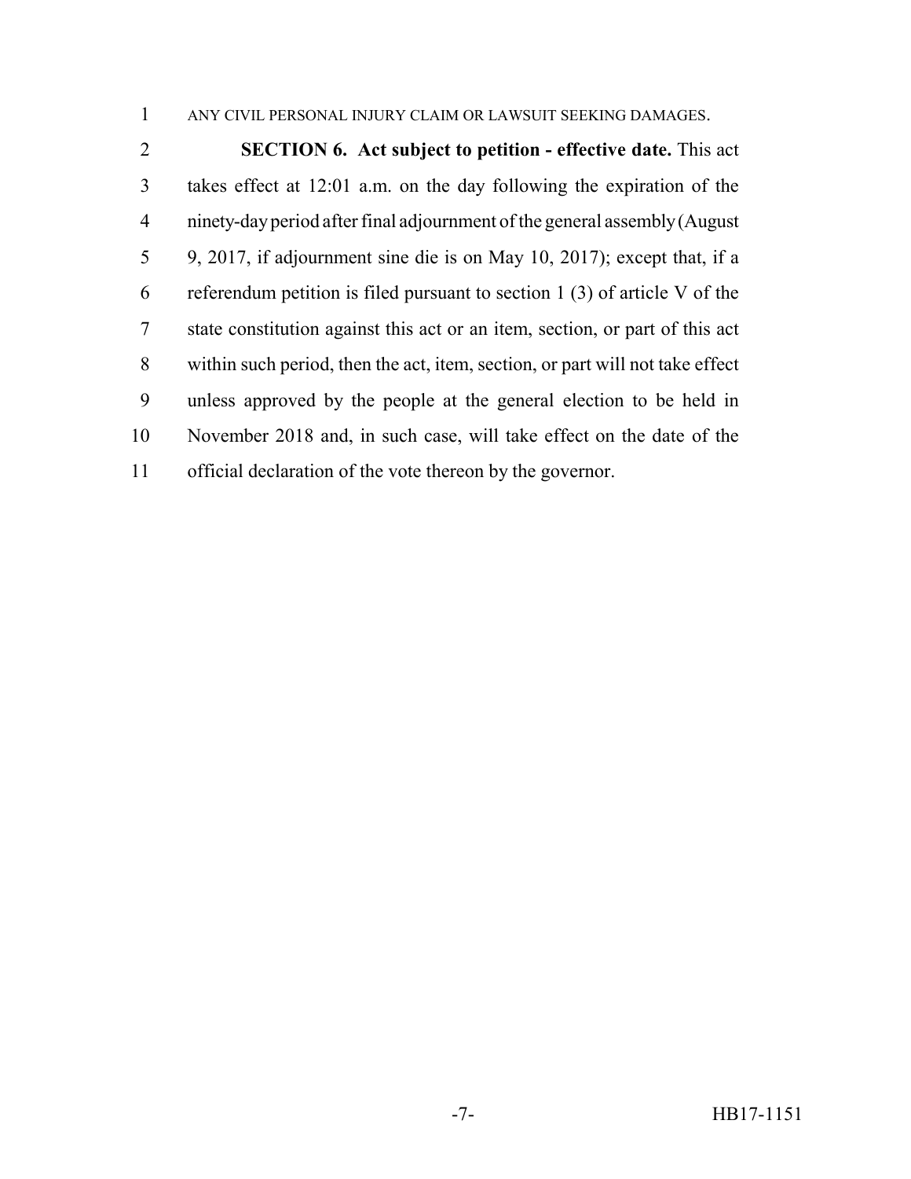ANY CIVIL PERSONAL INJURY CLAIM OR LAWSUIT SEEKING DAMAGES.

**SECTION 6. Act subject to petition - effective date.** This act takes effect at 12:01 a.m. on the day following the expiration of the ninety-day period after final adjournment of the general assembly (August 9, 2017, if adjournment sine die is on May 10, 2017); except that, if a referendum petition is filed pursuant to section 1 (3) of article V of the state constitution against this act or an item, section, or part of this act within such period, then the act, item, section, or part will not take effect unless approved by the people at the general election to be held in November 2018 and, in such case, will take effect on the date of the official declaration of the vote thereon by the governor.